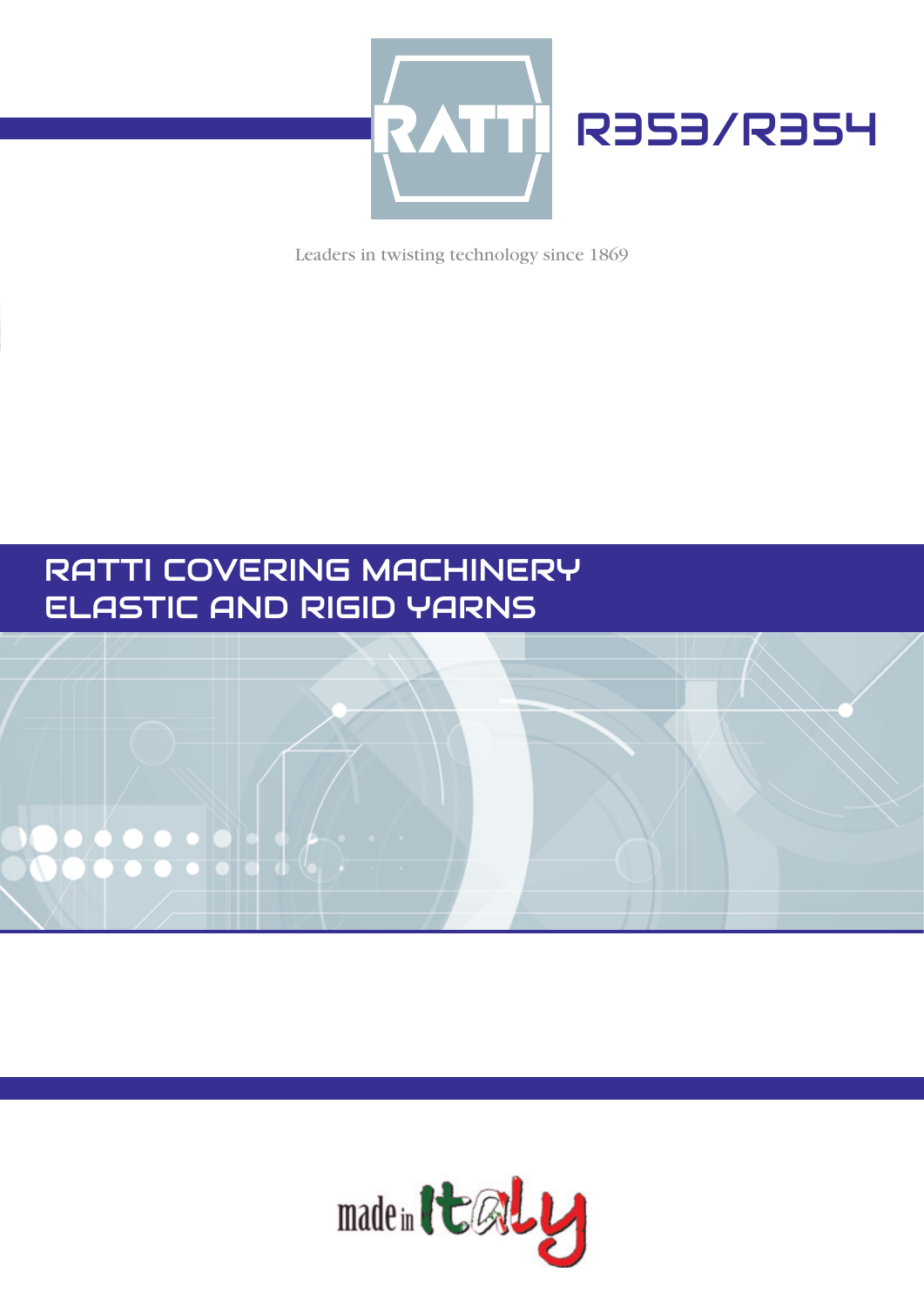# RATTI R353/R354

Leaders in twisting technology since 1869

## RATTI COVERING MACHINERY ELASTIC AND RIGID YARNS

made in Italy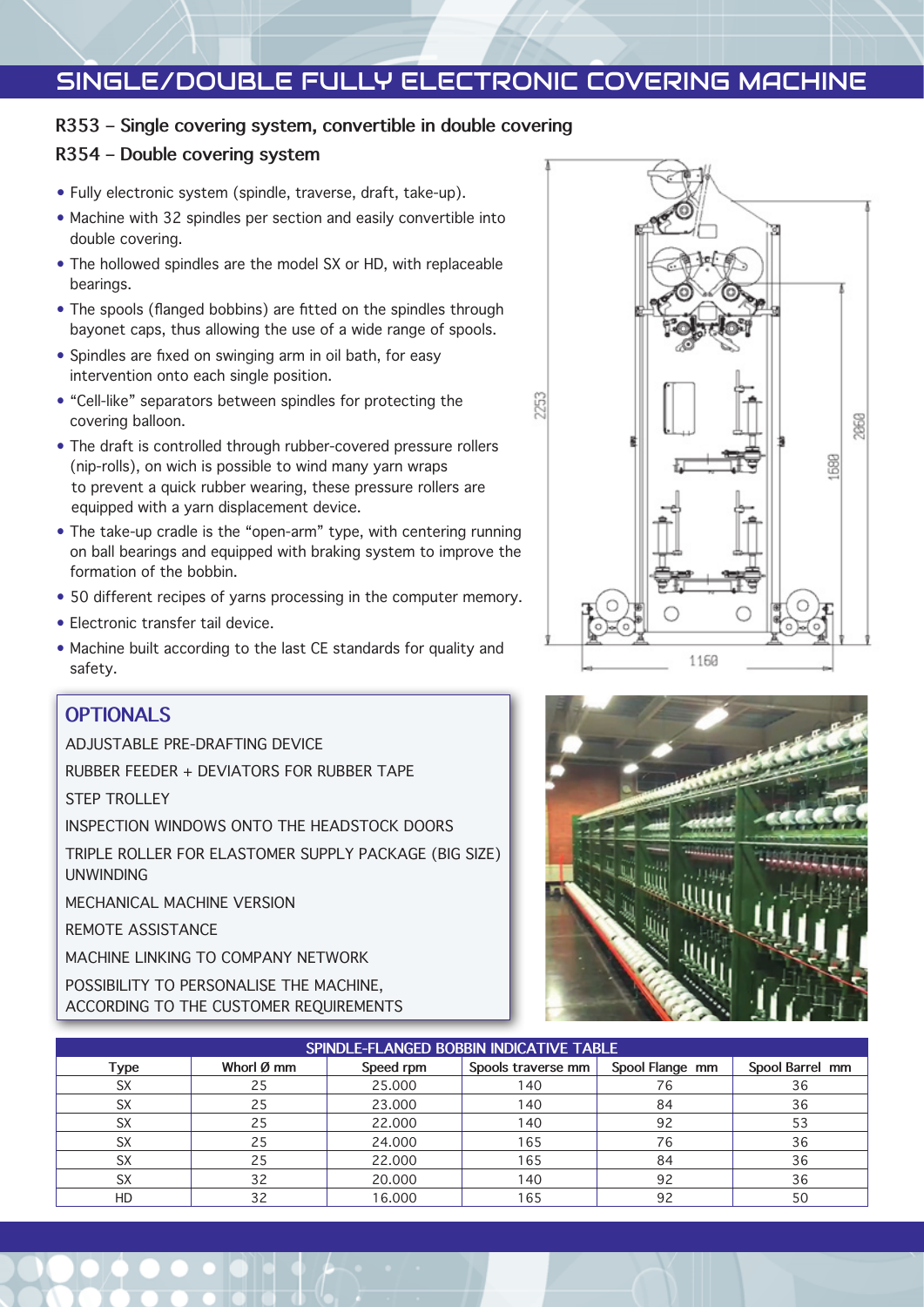# SINGLE/DOUBLE FULLY ELECTRONIC COVERING MACHINE

## R353 – Single covering system, convertible in double covering

## R354 – Double covering system

- Fully electronic system (spindle, traverse, draft, take-up).
- Machine with 32 spindles per section and easily convertible into double covering.
- The hollowed spindles are the model SX or HD, with replaceable bearings.
- The spools (flanged bobbins) are fitted on the spindles through bayonet caps, thus allowing the use of a wide range of spools.
- Spindles are fixed on swinging arm in oil bath, for easy intervention onto each single position.
- "Cell-like" separators between spindles for protecting the covering balloon.
- The draft is controlled through rubber-covered pressure rollers (nip-rolls), on wich is possible to wind many yarn wraps to prevent a quick rubber wearing, these pressure rollers are equipped with a yarn displacement device.
- The take-up cradle is the "open-arm" type, with centering running on ball bearings and equipped with braking system to improve the formation of the bobbin.
- 50 different recipes of yarns processing in the computer memory.
- Electronic transfer tail device.
- Machine built according to the last CE standards for quality and safety.

2253

2060

1680

1160

## OPTIONALS

ADJUSTABLE PRE-DRAFTING DEVICE

RUBBER FEEDER + DEVIATORS FOR RUBBER TAPE

STEP TROLLEY

INSPECTION WINDOWS ONTO THE HEADSTOCK DOORS

TRIPLE ROLLER FOR ELASTOMER SUPPLY PACKAGE (BIG SIZE) UNWINDING

MECHANICAL MACHINE VERSION

REMOTE ASSISTANCE

MACHINE LINKING TO COMPANY NETWORK

POSSIBILITY TO PERSONALISE THE MACHINE, ACCORDING TO THE CUSTOMER REQUIREMENTS

| SPINDLE-FLANGED BOBBIN INDICATIVE TABLE | | | | | |
|---|---|---|---|---|---|
| Type | Whorl Ø mm | Speed rpm | Spools traverse mm | Spool Flange mm | Spool Barrel mm |
| SX | 25 | 25.000 | 140 | 76 | 36 |
| SX | 25 | 23.000 | 140 | 84 | 36 |
| SX | 25 | 22.000 | 140 | 92 | 53 |
| SX | 25 | 24.000 | 165 | 76 | 36 |
| SX | 25 | 22.000 | 165 | 84 | 36 |
| SX | 32 | 20.000 | 140 | 92 | 36 |
| HD | 32 | 16.000 | 165 | 92 | 50 |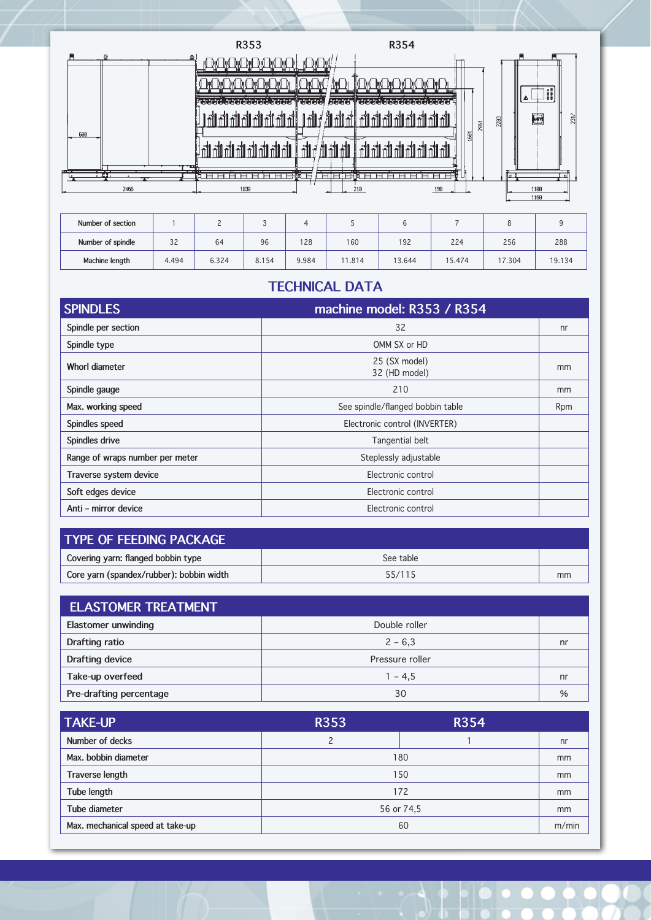R353 R354

| Number of section | 1 | 2 | 3 | 4 | 5 | 6 | 7 | 8 | 9 |
|---|---|---|---|---|---|---|---|---|---|
| Number of spindle | 32 | 64 | 96 | 128 | 160 | 192 | 224 | 256 | 288 |
| Machine length | 4.494 | 6.324 | 8.154 | 9.984 | 11.814 | 13.644 | 15.474 | 17.304 | 19.134 |

## TECHNICAL DATA

| SPINDLES | machine model: R353 / R354 | |
|---|---|---|
| Spindle per section | 32 | nr |
| Spindle type | OMM SX or HD | |
| Whorl diameter | 25 (SX model) 32 (HD model) | mm |
| Spindle gauge | 210 | mm |
| Max. working speed | See spindle/flanged bobbin table | Rpm |
| Spindles speed | Electronic control (INVERTER) | |
| Spindles drive | Tangential belt | |
| Range of wraps number per meter | Steplessly adjustable | |
| Traverse system device | Electronic control | |
| Soft edges device | Electronic control | |
| Anti – mirror device | Electronic control | |

| TYPE OF FEEDING PACKAGE | | |
|---|---|---|
| Covering yarn: flanged bobbin type | See table | |
| Core yarn (spandex/rubber): bobbin width | 55/115 | mm |

| ELASTOMER TREATMENT | | |
|---|---|---|
| Elastomer unwinding | Double roller | |
| Drafting ratio | 2 – 6,3 | nr |
| Drafting device | Pressure roller | |
| Take-up overfeed | 1 – 4,5 | nr |
| Pre-drafting percentage | 30 | % |

| TAKE-UP | R353 | R354 | |
|---|---|---|---|
| Number of decks | 2 | 1 | nr |
| Max. bobbin diameter | 180 | | mm |
| Traverse length | 150 | | mm |
| Tube length | 172 | | mm |
| Tube diameter | 56 or 74,5 | | mm |
| Max. mechanical speed at take-up | 60 | | m/min |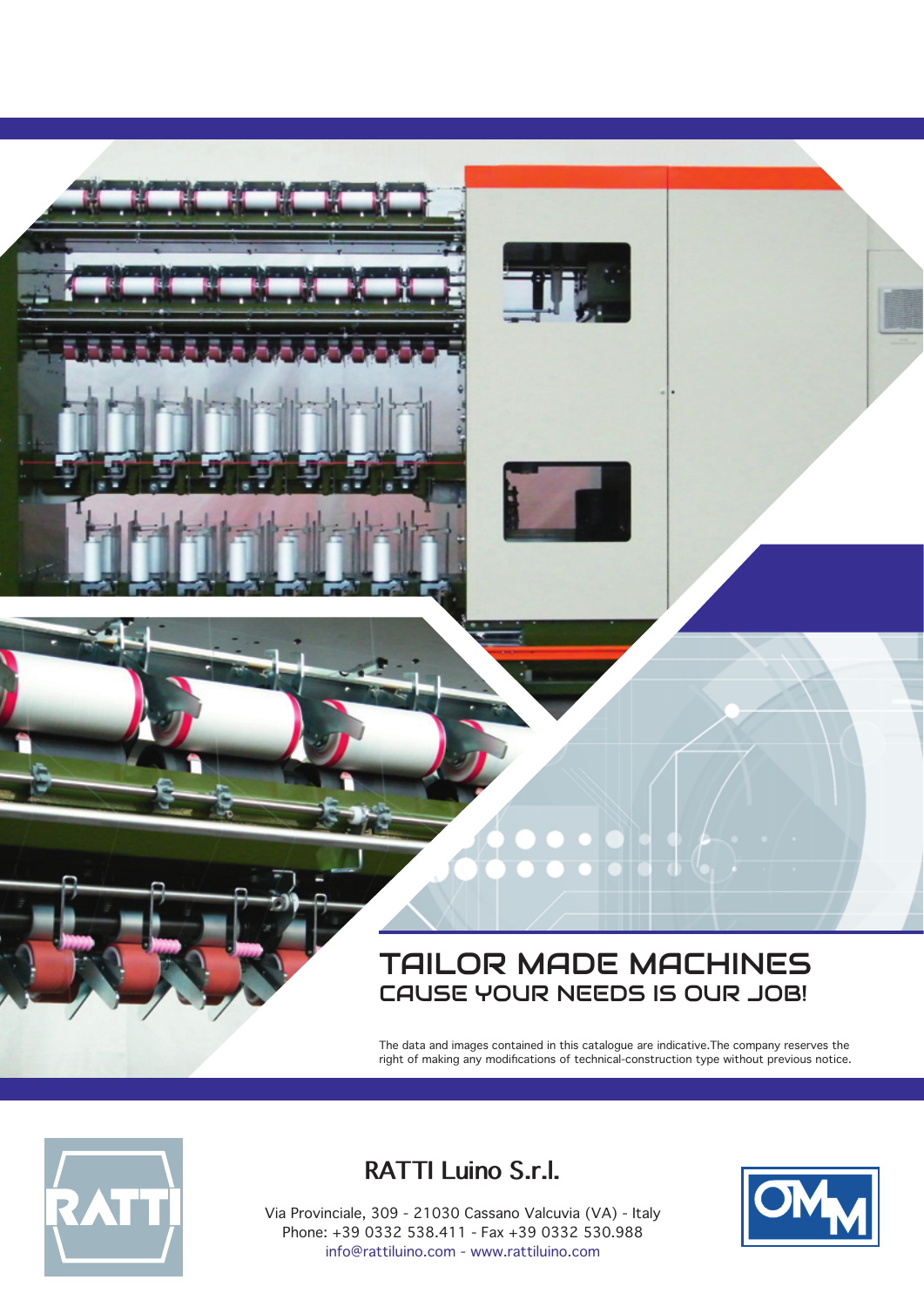# TAILOR MADE MACHINES
## CAUSE YOUR NEEDS IS OUR JOB!

The data and images contained in this catalogue are indicative.The company reserves the right of making any modifications of technical-construction type without previous notice.

## RATTI Luino S.r.l.

Via Provinciale, 309 - 21030 Cassano Valcuvia (VA) - Italy
Phone: +39 0332 538.411 - Fax +39 0332 530.988
info@rattiluino.com - www.rattiluino.com